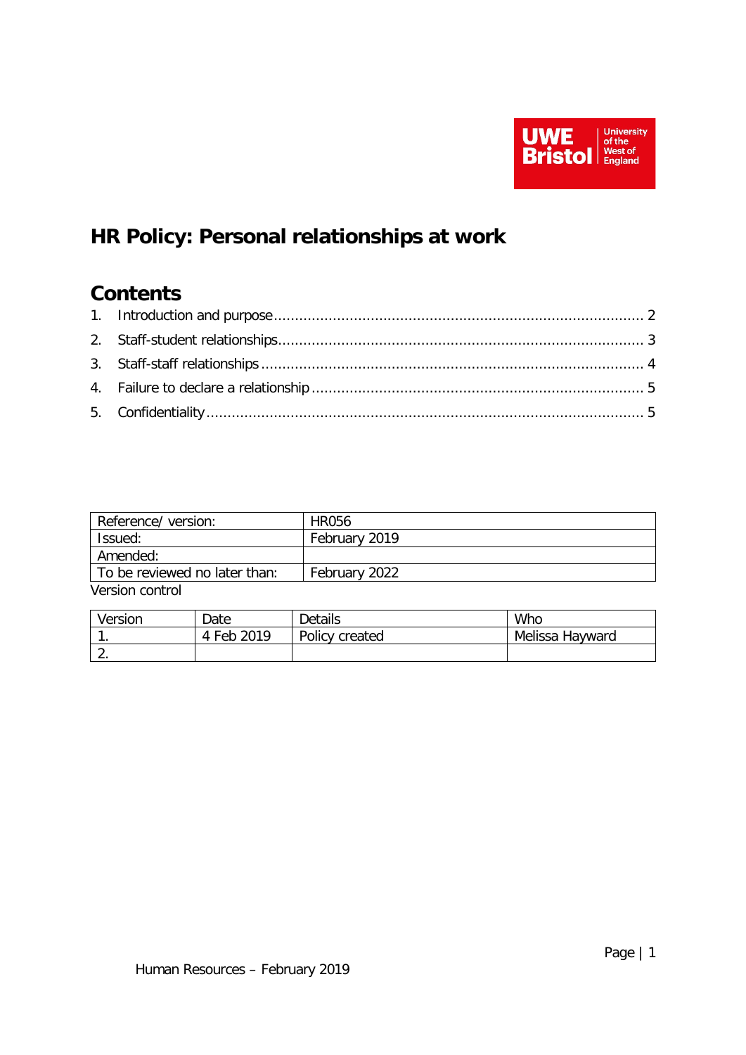# HR Policy: Personal relationships at work

## Contents

1. Introduction and purpose ........................................................................................ 2
2. Staff-student relationships........................................................................................ 3
3. Staff-staff relationships ........................................................................................... 4
4. Failure to declare a relationship ............................................................................... 5
5. Confidentiality......................................................................................................... 5

| Reference/ version: | HR056 |
|---|---|
| Issued: | February 2019 |
| Amended: | |
| To be reviewed no later than: | February 2022 |

Version control

| Version | Date | Details | Who |
|---|---|---|---|
| 1. | 4 Feb 2019 | Policy created | Melissa Hayward |
| 2. | | | |

Human Resources – February 2019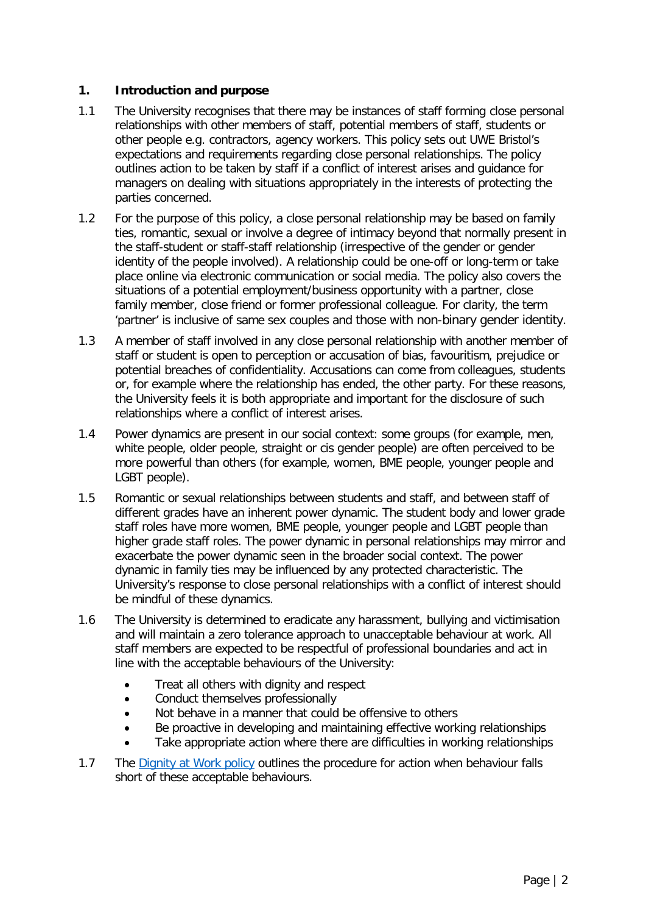## 1. Introduction and purpose

1.1 The University recognises that there may be instances of staff forming close personal relationships with other members of staff, potential members of staff, students or other people e.g. contractors, agency workers. This policy sets out UWE Bristol's expectations and requirements regarding close personal relationships. The policy outlines action to be taken by staff if a conflict of interest arises and guidance for managers on dealing with situations appropriately in the interests of protecting the parties concerned.

1.2 For the purpose of this policy, a close personal relationship may be based on family ties, romantic, sexual or involve a degree of intimacy beyond that normally present in the staff-student or staff-staff relationship (irrespective of the gender or gender identity of the people involved). A relationship could be one-off or long-term or take place online via electronic communication or social media. The policy also covers the situations of a potential employment/business opportunity with a partner, close family member, close friend or former professional colleague. For clarity, the term 'partner' is inclusive of same sex couples and those with non-binary gender identity.

1.3 A member of staff involved in any close personal relationship with another member of staff or student is open to perception or accusation of bias, favouritism, prejudice or potential breaches of confidentiality. Accusations can come from colleagues, students or, for example where the relationship has ended, the other party. For these reasons, the University feels it is both appropriate and important for the disclosure of such relationships where a conflict of interest arises.

1.4 Power dynamics are present in our social context: some groups (for example, men, white people, older people, straight or cis gender people) are often perceived to be more powerful than others (for example, women, BME people, younger people and LGBT people).

1.5 Romantic or sexual relationships between students and staff, and between staff of different grades have an inherent power dynamic. The student body and lower grade staff roles have more women, BME people, younger people and LGBT people than higher grade staff roles. The power dynamic in personal relationships may mirror and exacerbate the power dynamic seen in the broader social context. The power dynamic in family ties may be influenced by any protected characteristic. The University's response to close personal relationships with a conflict of interest should be mindful of these dynamics.

1.6 The University is determined to eradicate any harassment, bullying and victimisation and will maintain a zero tolerance approach to unacceptable behaviour at work. All staff members are expected to be respectful of professional boundaries and act in line with the acceptable behaviours of the University:

- Treat all others with dignity and respect
- Conduct themselves professionally
- Not behave in a manner that could be offensive to others
- Be proactive in developing and maintaining effective working relationships
- Take appropriate action where there are difficulties in working relationships

1.7 The Dignity at Work policy outlines the procedure for action when behaviour falls short of these acceptable behaviours.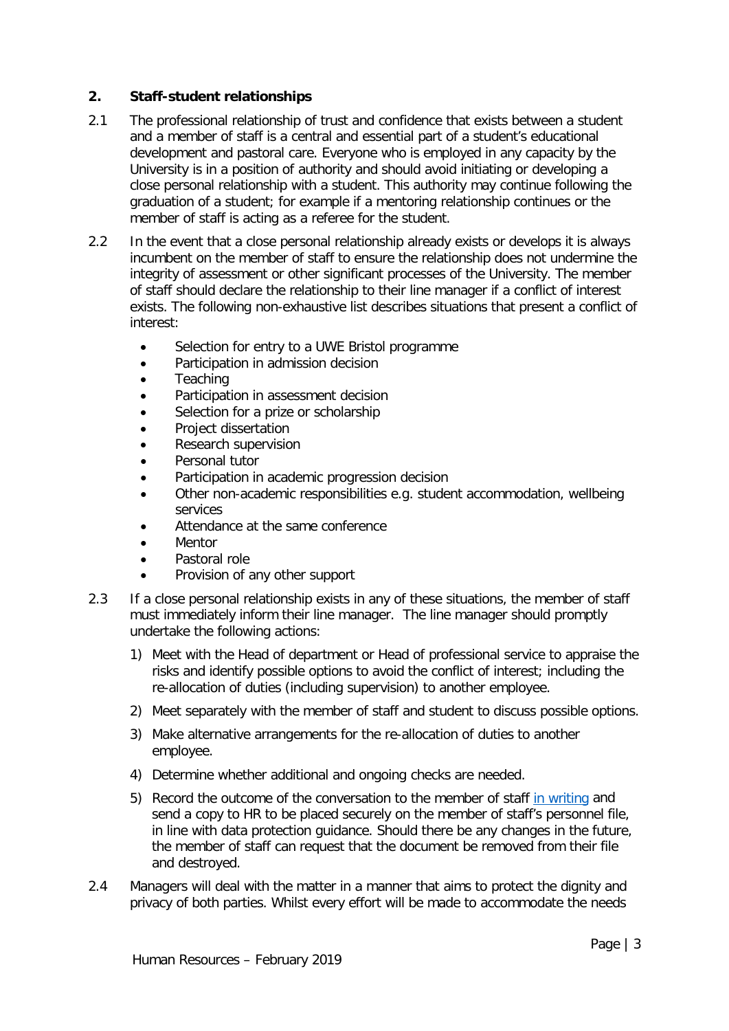## 2. Staff-student relationships

2.1 The professional relationship of trust and confidence that exists between a student and a member of staff is a central and essential part of a student's educational development and pastoral care. Everyone who is employed in any capacity by the University is in a position of authority and should avoid initiating or developing a close personal relationship with a student. This authority may continue following the graduation of a student; for example if a mentoring relationship continues or the member of staff is acting as a referee for the student.

2.2 In the event that a close personal relationship already exists or develops it is always incumbent on the member of staff to ensure the relationship does not undermine the integrity of assessment or other significant processes of the University. The member of staff should declare the relationship to their line manager if a conflict of interest exists. The following non-exhaustive list describes situations that present a conflict of interest:

- Selection for entry to a UWE Bristol programme
- Participation in admission decision
- Teaching
- Participation in assessment decision
- Selection for a prize or scholarship
- Project dissertation
- Research supervision
- Personal tutor
- Participation in academic progression decision
- Other non-academic responsibilities e.g. student accommodation, wellbeing services
- Attendance at the same conference
- Mentor
- Pastoral role
- Provision of any other support

2.3 If a close personal relationship exists in any of these situations, the member of staff must immediately inform their line manager. The line manager should promptly undertake the following actions:

1) Meet with the Head of department or Head of professional service to appraise the risks and identify possible options to avoid the conflict of interest; including the re-allocation of duties (including supervision) to another employee.
2) Meet separately with the member of staff and student to discuss possible options.
3) Make alternative arrangements for the re-allocation of duties to another employee.
4) Determine whether additional and ongoing checks are needed.
5) Record the outcome of the conversation to the member of staff in writing and send a copy to HR to be placed securely on the member of staff's personnel file, in line with data protection guidance. Should there be any changes in the future, the member of staff can request that the document be removed from their file and destroyed.

2.4 Managers will deal with the matter in a manner that aims to protect the dignity and privacy of both parties. Whilst every effort will be made to accommodate the needs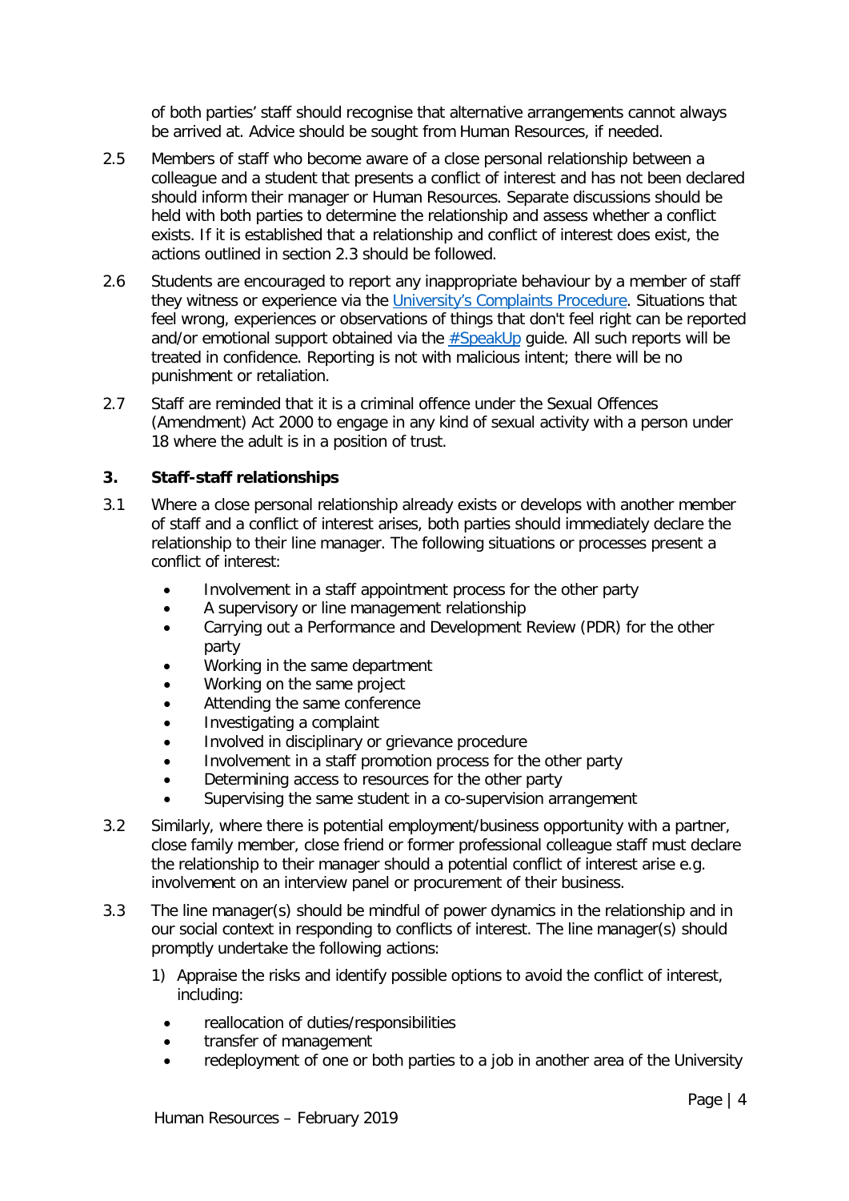of both parties' staff should recognise that alternative arrangements cannot always be arrived at. Advice should be sought from Human Resources, if needed.

2.5 Members of staff who become aware of a close personal relationship between a colleague and a student that presents a conflict of interest and has not been declared should inform their manager or Human Resources. Separate discussions should be held with both parties to determine the relationship and assess whether a conflict exists. If it is established that a relationship and conflict of interest does exist, the actions outlined in section 2.3 should be followed.

2.6 Students are encouraged to report any inappropriate behaviour by a member of staff they witness or experience via the [University's Complaints Procedure](). Situations that feel wrong, experiences or observations of things that don't feel right can be reported and/or emotional support obtained via the [#SpeakUp]() guide. All such reports will be treated in confidence. Reporting is not with malicious intent; there will be no punishment or retaliation.

2.7 Staff are reminded that it is a criminal offence under the Sexual Offences (Amendment) Act 2000 to engage in any kind of sexual activity with a person under 18 where the adult is in a position of trust.

## 3. Staff-staff relationships

3.1 Where a close personal relationship already exists or develops with another member of staff and a conflict of interest arises, both parties should immediately declare the relationship to their line manager. The following situations or processes present a conflict of interest:

- Involvement in a staff appointment process for the other party
- A supervisory or line management relationship
- Carrying out a Performance and Development Review (PDR) for the other party
- Working in the same department
- Working on the same project
- Attending the same conference
- Investigating a complaint
- Involved in disciplinary or grievance procedure
- Involvement in a staff promotion process for the other party
- Determining access to resources for the other party
- Supervising the same student in a co-supervision arrangement

3.2 Similarly, where there is potential employment/business opportunity with a partner, close family member, close friend or former professional colleague staff must declare the relationship to their manager should a potential conflict of interest arise e.g. involvement on an interview panel or procurement of their business.

3.3 The line manager(s) should be mindful of power dynamics in the relationship and in our social context in responding to conflicts of interest. The line manager(s) should promptly undertake the following actions:

1) Appraise the risks and identify possible options to avoid the conflict of interest, including:

- reallocation of duties/responsibilities
- transfer of management
- redeployment of one or both parties to a job in another area of the University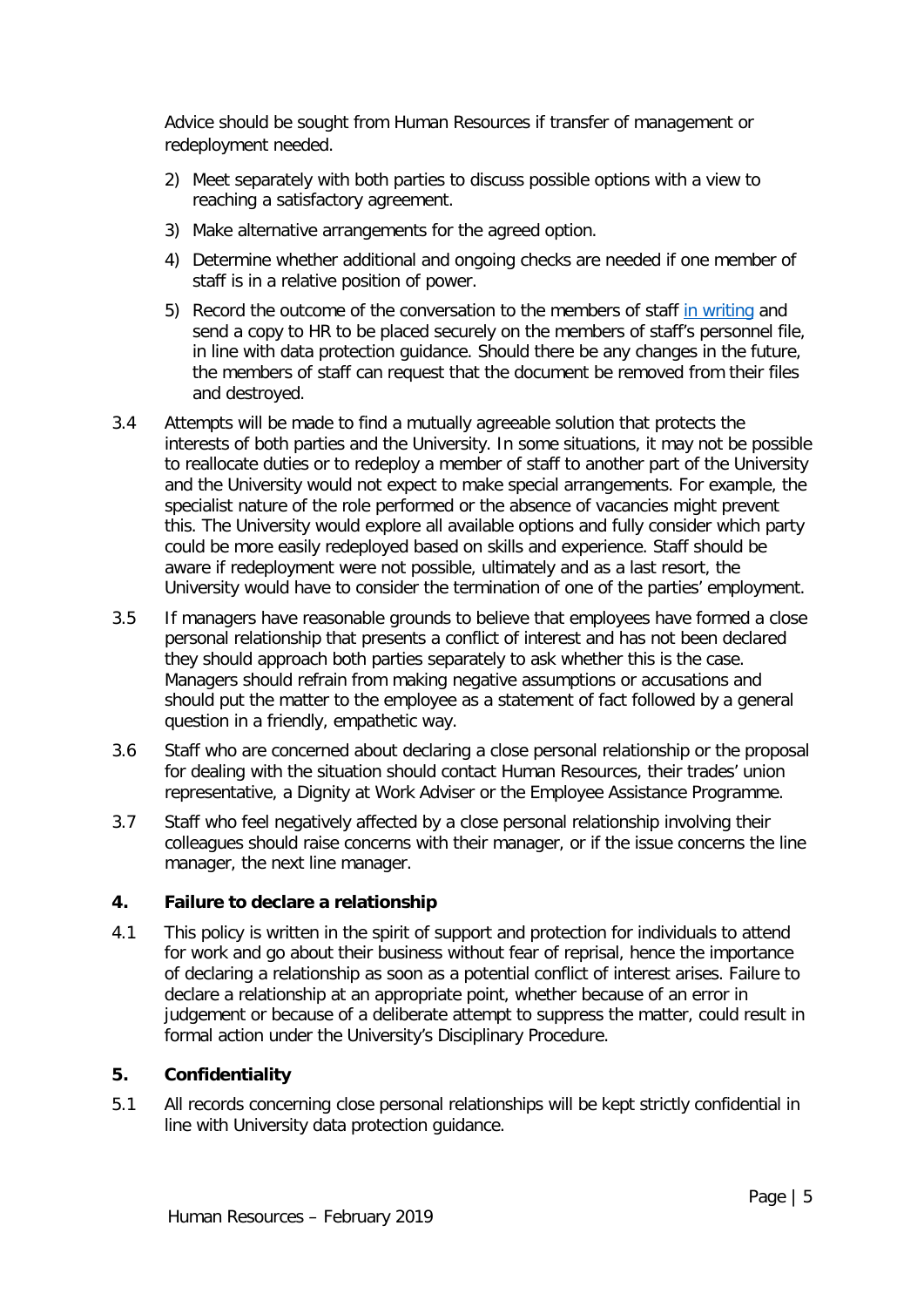Advice should be sought from Human Resources if transfer of management or redeployment needed.

2) Meet separately with both parties to discuss possible options with a view to reaching a satisfactory agreement.
3) Make alternative arrangements for the agreed option.
4) Determine whether additional and ongoing checks are needed if one member of staff is in a relative position of power.
5) Record the outcome of the conversation to the members of staff in writing and send a copy to HR to be placed securely on the members of staff's personnel file, in line with data protection guidance. Should there be any changes in the future, the members of staff can request that the document be removed from their files and destroyed.

3.4 Attempts will be made to find a mutually agreeable solution that protects the interests of both parties and the University. In some situations, it may not be possible to reallocate duties or to redeploy a member of staff to another part of the University and the University would not expect to make special arrangements. For example, the specialist nature of the role performed or the absence of vacancies might prevent this. The University would explore all available options and fully consider which party could be more easily redeployed based on skills and experience. Staff should be aware if redeployment were not possible, ultimately and as a last resort, the University would have to consider the termination of one of the parties' employment.

3.5 If managers have reasonable grounds to believe that employees have formed a close personal relationship that presents a conflict of interest and has not been declared they should approach both parties separately to ask whether this is the case. Managers should refrain from making negative assumptions or accusations and should put the matter to the employee as a statement of fact followed by a general question in a friendly, empathetic way.

3.6 Staff who are concerned about declaring a close personal relationship or the proposal for dealing with the situation should contact Human Resources, their trades' union representative, a Dignity at Work Adviser or the Employee Assistance Programme.

3.7 Staff who feel negatively affected by a close personal relationship involving their colleagues should raise concerns with their manager, or if the issue concerns the line manager, the next line manager.

## 4. Failure to declare a relationship

4.1 This policy is written in the spirit of support and protection for individuals to attend for work and go about their business without fear of reprisal, hence the importance of declaring a relationship as soon as a potential conflict of interest arises. Failure to declare a relationship at an appropriate point, whether because of an error in judgement or because of a deliberate attempt to suppress the matter, could result in formal action under the University's Disciplinary Procedure.

## 5. Confidentiality

5.1 All records concerning close personal relationships will be kept strictly confidential in line with University data protection guidance.